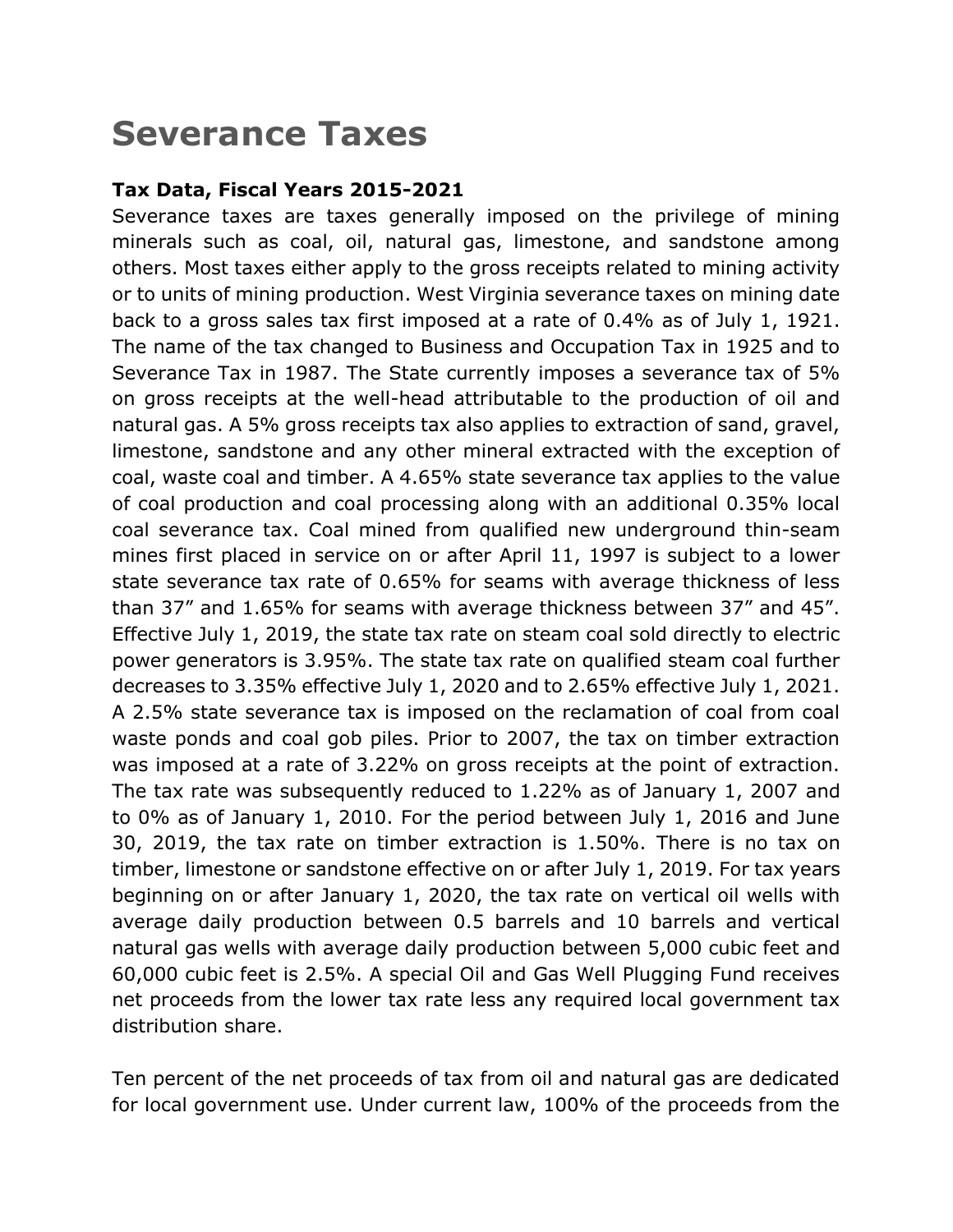# Severance Taxes

**Tax Data, Fiscal Years 2015-2021**

Severance taxes are taxes generally imposed on the privilege of mining minerals such as coal, oil, natural gas, limestone, and sandstone among others. Most taxes either apply to the gross receipts related to mining activity or to units of mining production. West Virginia severance taxes on mining date back to a gross sales tax first imposed at a rate of 0.4% as of July 1, 1921. The name of the tax changed to Business and Occupation Tax in 1925 and to Severance Tax in 1987. The State currently imposes a severance tax of 5% on gross receipts at the well-head attributable to the production of oil and natural gas. A 5% gross receipts tax also applies to extraction of sand, gravel, limestone, sandstone and any other mineral extracted with the exception of coal, waste coal and timber. A 4.65% state severance tax applies to the value of coal production and coal processing along with an additional 0.35% local coal severance tax. Coal mined from qualified new underground thin-seam mines first placed in service on or after April 11, 1997 is subject to a lower state severance tax rate of 0.65% for seams with average thickness of less than 37" and 1.65% for seams with average thickness between 37" and 45". Effective July 1, 2019, the state tax rate on steam coal sold directly to electric power generators is 3.95%. The state tax rate on qualified steam coal further decreases to 3.35% effective July 1, 2020 and to 2.65% effective July 1, 2021. A 2.5% state severance tax is imposed on the reclamation of coal from coal waste ponds and coal gob piles. Prior to 2007, the tax on timber extraction was imposed at a rate of 3.22% on gross receipts at the point of extraction. The tax rate was subsequently reduced to 1.22% as of January 1, 2007 and to 0% as of January 1, 2010. For the period between July 1, 2016 and June 30, 2019, the tax rate on timber extraction is 1.50%. There is no tax on timber, limestone or sandstone effective on or after July 1, 2019. For tax years beginning on or after January 1, 2020, the tax rate on vertical oil wells with average daily production between 0.5 barrels and 10 barrels and vertical natural gas wells with average daily production between 5,000 cubic feet and 60,000 cubic feet is 2.5%. A special Oil and Gas Well Plugging Fund receives net proceeds from the lower tax rate less any required local government tax distribution share.

Ten percent of the net proceeds of tax from oil and natural gas are dedicated for local government use. Under current law, 100% of the proceeds from the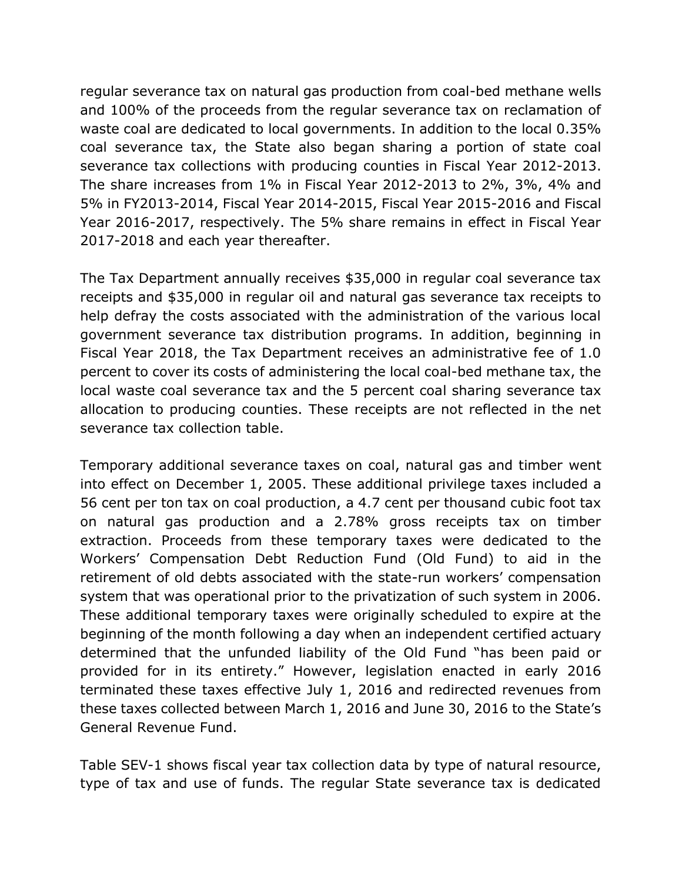regular severance tax on natural gas production from coal-bed methane wells and 100% of the proceeds from the regular severance tax on reclamation of waste coal are dedicated to local governments. In addition to the local 0.35% coal severance tax, the State also began sharing a portion of state coal severance tax collections with producing counties in Fiscal Year 2012-2013. The share increases from 1% in Fiscal Year 2012-2013 to 2%, 3%, 4% and 5% in FY2013-2014, Fiscal Year 2014-2015, Fiscal Year 2015-2016 and Fiscal Year 2016-2017, respectively. The 5% share remains in effect in Fiscal Year 2017-2018 and each year thereafter.

The Tax Department annually receives $35,000 in regular coal severance tax receipts and $35,000 in regular oil and natural gas severance tax receipts to help defray the costs associated with the administration of the various local government severance tax distribution programs. In addition, beginning in Fiscal Year 2018, the Tax Department receives an administrative fee of 1.0 percent to cover its costs of administering the local coal-bed methane tax, the local waste coal severance tax and the 5 percent coal sharing severance tax allocation to producing counties. These receipts are not reflected in the net severance tax collection table.

Temporary additional severance taxes on coal, natural gas and timber went into effect on December 1, 2005. These additional privilege taxes included a 56 cent per ton tax on coal production, a 4.7 cent per thousand cubic foot tax on natural gas production and a 2.78% gross receipts tax on timber extraction. Proceeds from these temporary taxes were dedicated to the Workers' Compensation Debt Reduction Fund (Old Fund) to aid in the retirement of old debts associated with the state-run workers' compensation system that was operational prior to the privatization of such system in 2006. These additional temporary taxes were originally scheduled to expire at the beginning of the month following a day when an independent certified actuary determined that the unfunded liability of the Old Fund "has been paid or provided for in its entirety." However, legislation enacted in early 2016 terminated these taxes effective July 1, 2016 and redirected revenues from these taxes collected between March 1, 2016 and June 30, 2016 to the State's General Revenue Fund.

Table SEV-1 shows fiscal year tax collection data by type of natural resource, type of tax and use of funds. The regular State severance tax is dedicated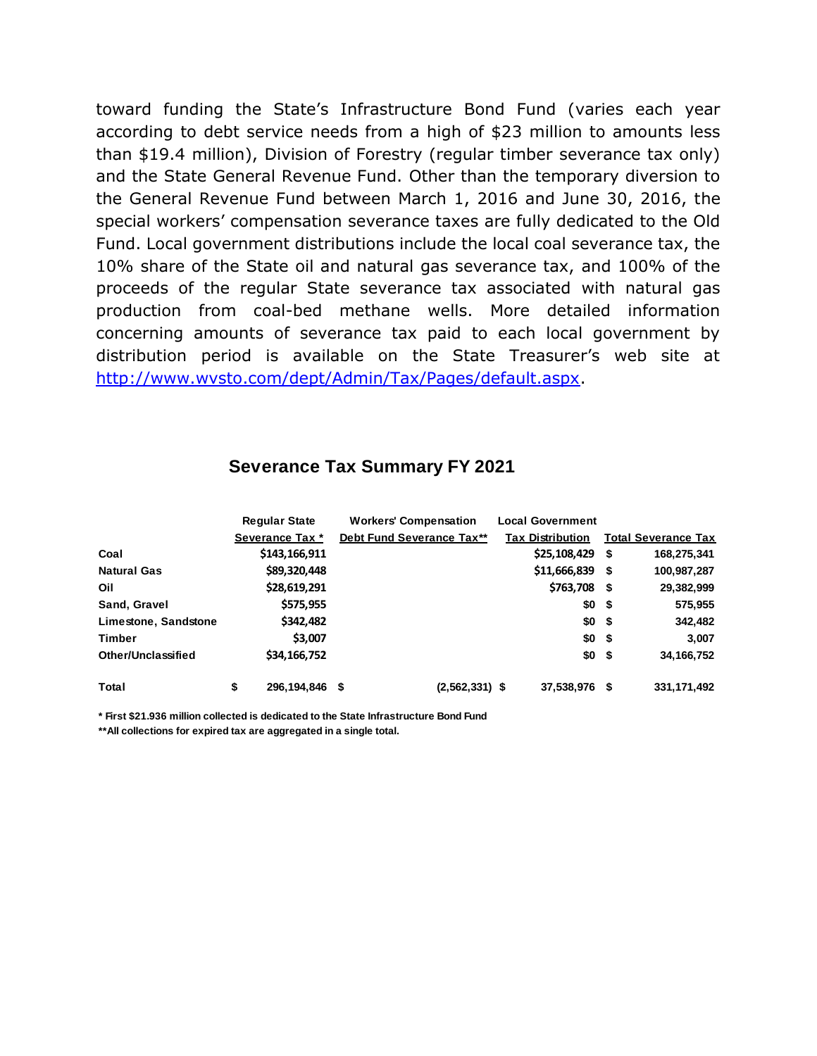toward funding the State's Infrastructure Bond Fund (varies each year according to debt service needs from a high of $23 million to amounts less than $19.4 million), Division of Forestry (regular timber severance tax only) and the State General Revenue Fund. Other than the temporary diversion to the General Revenue Fund between March 1, 2016 and June 30, 2016, the special workers' compensation severance taxes are fully dedicated to the Old Fund. Local government distributions include the local coal severance tax, the 10% share of the State oil and natural gas severance tax, and 100% of the proceeds of the regular State severance tax associated with natural gas production from coal-bed methane wells. More detailed information concerning amounts of severance tax paid to each local government by distribution period is available on the State Treasurer's web site at http://www.wvsto.com/dept/Admin/Tax/Pages/default.aspx.

## Severance Tax Summary FY 2021

| | Regular State Severance Tax * | Workers' Compensation Debt Fund Severance Tax** | Local Government Tax Distribution | Total Severance Tax |
|---|---|---|---|---|
| **Coal** | $143,166,911 | | $25,108,429 | $ 168,275,341 |
| **Natural Gas** | $89,320,448 | | $11,666,839 | $ 100,987,287 |
| **Oil** | $28,619,291 | | $763,708 | $ 29,382,999 |
| **Sand, Gravel** | $575,955 | | $0 | $ 575,955 |
| **Limestone, Sandstone** | $342,482 | | $0 | $ 342,482 |
| **Timber** | $3,007 | | $0 | $ 3,007 |
| **Other/Unclassified** | $34,166,752 | | $0 | $ 34,166,752 |
| **Total** | $ 296,194,846 | $ (2,562,331) | $ 37,538,976 | $ 331,171,492 |

* First $21.936 million collected is dedicated to the State Infrastructure Bond Fund

**All collections for expired tax are aggregated in a single total.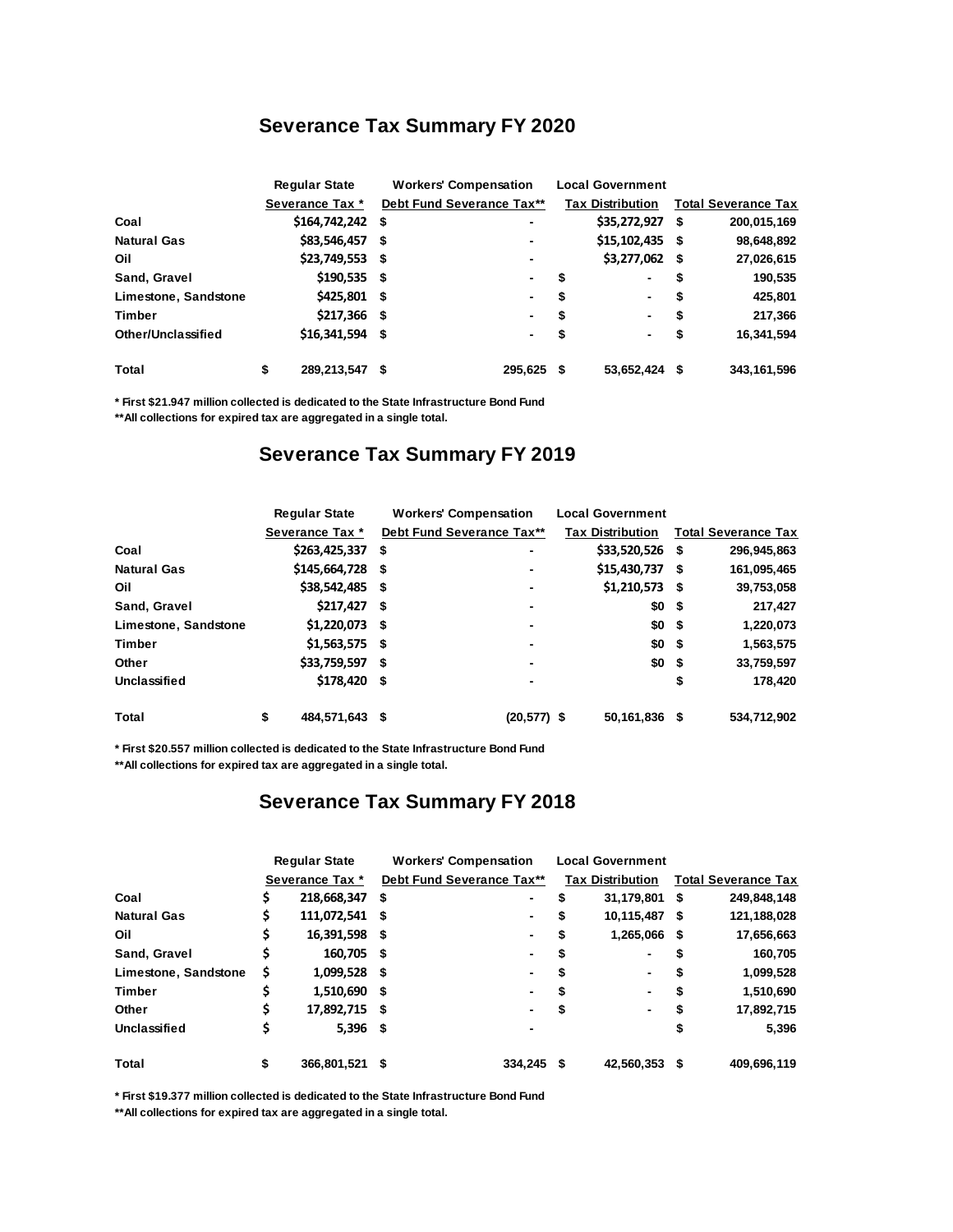## Severance Tax Summary FY 2020

| | Regular State Severance Tax * | Workers' Compensation Debt Fund Severance Tax** | Local Government Tax Distribution | Total Severance Tax |
|---|---|---|---|---|
| **Coal** | $164,742,242 | $ - | $35,272,927 | $ 200,015,169 |
| **Natural Gas** | $83,546,457 | $ - | $15,102,435 | $ 98,648,892 |
| **Oil** | $23,749,553 | $ - | $3,277,062 | $ 27,026,615 |
| **Sand, Gravel** | $190,535 | $ - | $ - | $ 190,535 |
| **Limestone, Sandstone** | $425,801 | $ - | $ - | $ 425,801 |
| **Timber** | $217,366 | $ - | $ - | $ 217,366 |
| **Other/Unclassified** | $16,341,594 | $ - | $ - | $ 16,341,594 |
| **Total** | $ 289,213,547 | $ 295,625 | $ 53,652,424 | $ 343,161,596 |

**\* First $21.947 million collected is dedicated to the State Infrastructure Bond Fund**

**\*\*All collections for expired tax are aggregated in a single total.**

## Severance Tax Summary FY 2019

| | Regular State Severance Tax * | Workers' Compensation Debt Fund Severance Tax** | Local Government Tax Distribution | Total Severance Tax |
|---|---|---|---|---|
| **Coal** | $263,425,337 | $ - | $33,520,526 | $ 296,945,863 |
| **Natural Gas** | $145,664,728 | $ - | $15,430,737 | $ 161,095,465 |
| **Oil** | $38,542,485 | $ - | $1,210,573 | $ 39,753,058 |
| **Sand, Gravel** | $217,427 | $ - | $0 | $ 217,427 |
| **Limestone, Sandstone** | $1,220,073 | $ - | $0 | $ 1,220,073 |
| **Timber** | $1,563,575 | $ - | $0 | $ 1,563,575 |
| **Other** | $33,759,597 | $ - | $0 | $ 33,759,597 |
| **Unclassified** | $178,420 | $ - | | $ 178,420 |
| **Total** | $ 484,571,643 | $ (20,577) | $ 50,161,836 | $ 534,712,902 |

**\* First $20.557 million collected is dedicated to the State Infrastructure Bond Fund**

**\*\*All collections for expired tax are aggregated in a single total.**

## Severance Tax Summary FY 2018

| | Regular State Severance Tax * | Workers' Compensation Debt Fund Severance Tax** | Local Government Tax Distribution | Total Severance Tax |
|---|---|---|---|---|
| **Coal** | $ 218,668,347 | $ - | $ 31,179,801 | $ 249,848,148 |
| **Natural Gas** | $ 111,072,541 | $ - | $ 10,115,487 | $ 121,188,028 |
| **Oil** | $ 16,391,598 | $ - | $ 1,265,066 | $ 17,656,663 |
| **Sand, Gravel** | $ 160,705 | $ - | $ - | $ 160,705 |
| **Limestone, Sandstone** | $ 1,099,528 | $ - | $ - | $ 1,099,528 |
| **Timber** | $ 1,510,690 | $ - | $ - | $ 1,510,690 |
| **Other** | $ 17,892,715 | $ - | $ - | $ 17,892,715 |
| **Unclassified** | $ 5,396 | $ - | | $ 5,396 |
| **Total** | $ 366,801,521 | $ 334,245 | $ 42,560,353 | $ 409,696,119 |

**\* First $19.377 million collected is dedicated to the State Infrastructure Bond Fund**

**\*\*All collections for expired tax are aggregated in a single total.**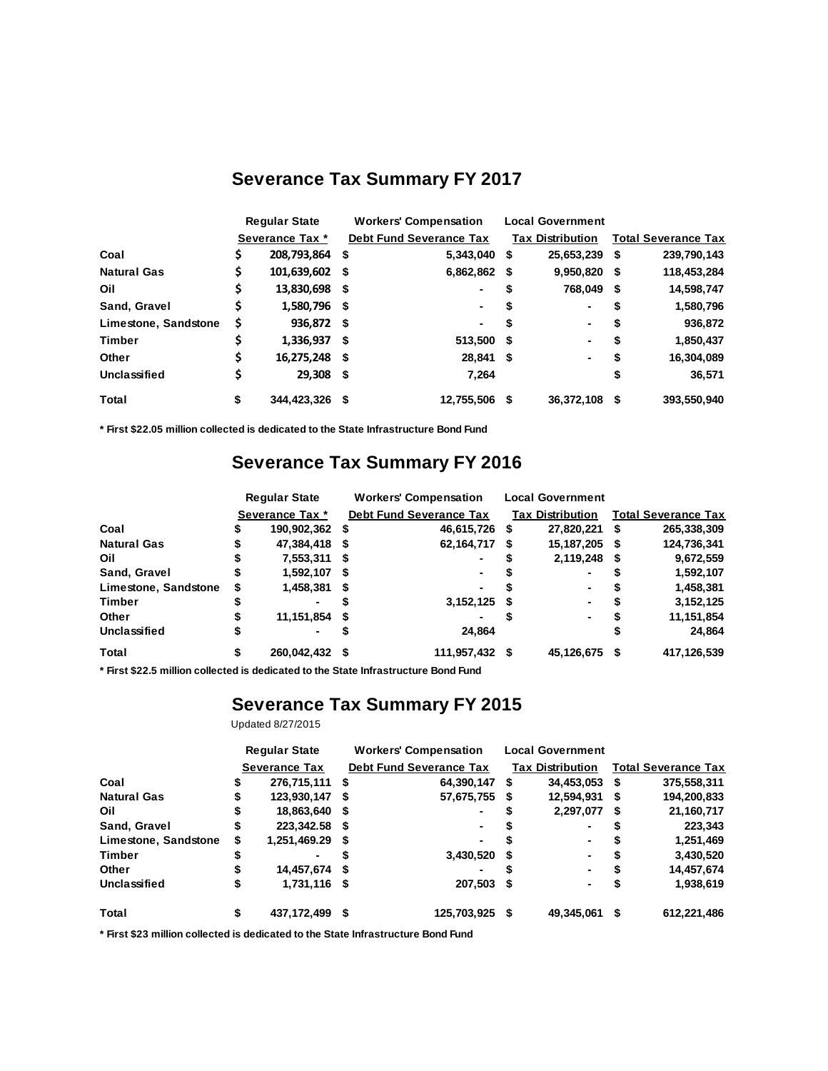## Severance Tax Summary FY 2017

| | Regular State Severance Tax * | Workers' Compensation Debt Fund Severance Tax | Local Government Tax Distribution | Total Severance Tax |
|---|---|---|---|---|
| **Coal** | $ 208,793,864 | $ 5,343,040 | $ 25,653,239 | $ 239,790,143 |
| **Natural Gas** | $ 101,639,602 | $ 6,862,862 | $ 9,950,820 | $ 118,453,284 |
| **Oil** | $ 13,830,698 | $ - | $ 768,049 | $ 14,598,747 |
| **Sand, Gravel** | $ 1,580,796 | $ - | $ - | $ 1,580,796 |
| **Limestone, Sandstone** | $ 936,872 | $ - | $ - | $ 936,872 |
| **Timber** | $ 1,336,937 | $ 513,500 | $ - | $ 1,850,437 |
| **Other** | $ 16,275,248 | $ 28,841 | $ - | $ 16,304,089 |
| **Unclassified** | $ 29,308 | $ 7,264 | | $ 36,571 |
| **Total** | $ 344,423,326 | $ 12,755,506 | $ 36,372,108 | $ 393,550,940 |

**\* First $22.05 million collected is dedicated to the State Infrastructure Bond Fund**

## Severance Tax Summary FY 2016

| | Regular State Severance Tax * | Workers' Compensation Debt Fund Severance Tax | Local Government Tax Distribution | Total Severance Tax |
|---|---|---|---|---|
| **Coal** | $ 190,902,362 | $ 46,615,726 | $ 27,820,221 | $ 265,338,309 |
| **Natural Gas** | $ 47,384,418 | $ 62,164,717 | $ 15,187,205 | $ 124,736,341 |
| **Oil** | $ 7,553,311 | $ - | $ 2,119,248 | $ 9,672,559 |
| **Sand, Gravel** | $ 1,592,107 | $ - | $ - | $ 1,592,107 |
| **Limestone, Sandstone** | $ 1,458,381 | $ - | $ - | $ 1,458,381 |
| **Timber** | $ - | $ 3,152,125 | $ - | $ 3,152,125 |
| **Other** | $ 11,151,854 | $ - | $ - | $ 11,151,854 |
| **Unclassified** | $ - | $ 24,864 | | $ 24,864 |
| **Total** | $ 260,042,432 | $ 111,957,432 | $ 45,126,675 | $ 417,126,539 |

**\* First $22.5 million collected is dedicated to the State Infrastructure Bond Fund**

## Severance Tax Summary FY 2015

Updated 8/27/2015

| | Regular State Severance Tax | Workers' Compensation Debt Fund Severance Tax | Local Government Tax Distribution | Total Severance Tax |
|---|---|---|---|---|
| **Coal** | $ 276,715,111 | $ 64,390,147 | $ 34,453,053 | $ 375,558,311 |
| **Natural Gas** | $ 123,930,147 | $ 57,675,755 | $ 12,594,931 | $ 194,200,833 |
| **Oil** | $ 18,863,640 | $ - | $ 2,297,077 | $ 21,160,717 |
| **Sand, Gravel** | $ 223,342.58 | $ - | $ - | $ 223,343 |
| **Limestone, Sandstone** | $ 1,251,469.29 | $ - | $ - | $ 1,251,469 |
| **Timber** | $ - | $ 3,430,520 | $ - | $ 3,430,520 |
| **Other** | $ 14,457,674 | $ - | $ - | $ 14,457,674 |
| **Unclassified** | $ 1,731,116 | $ 207,503 | $ - | $ 1,938,619 |
| **Total** | $ 437,172,499 | $ 125,703,925 | $ 49,345,061 | $ 612,221,486 |

**\* First $23 million collected is dedicated to the State Infrastructure Bond Fund**